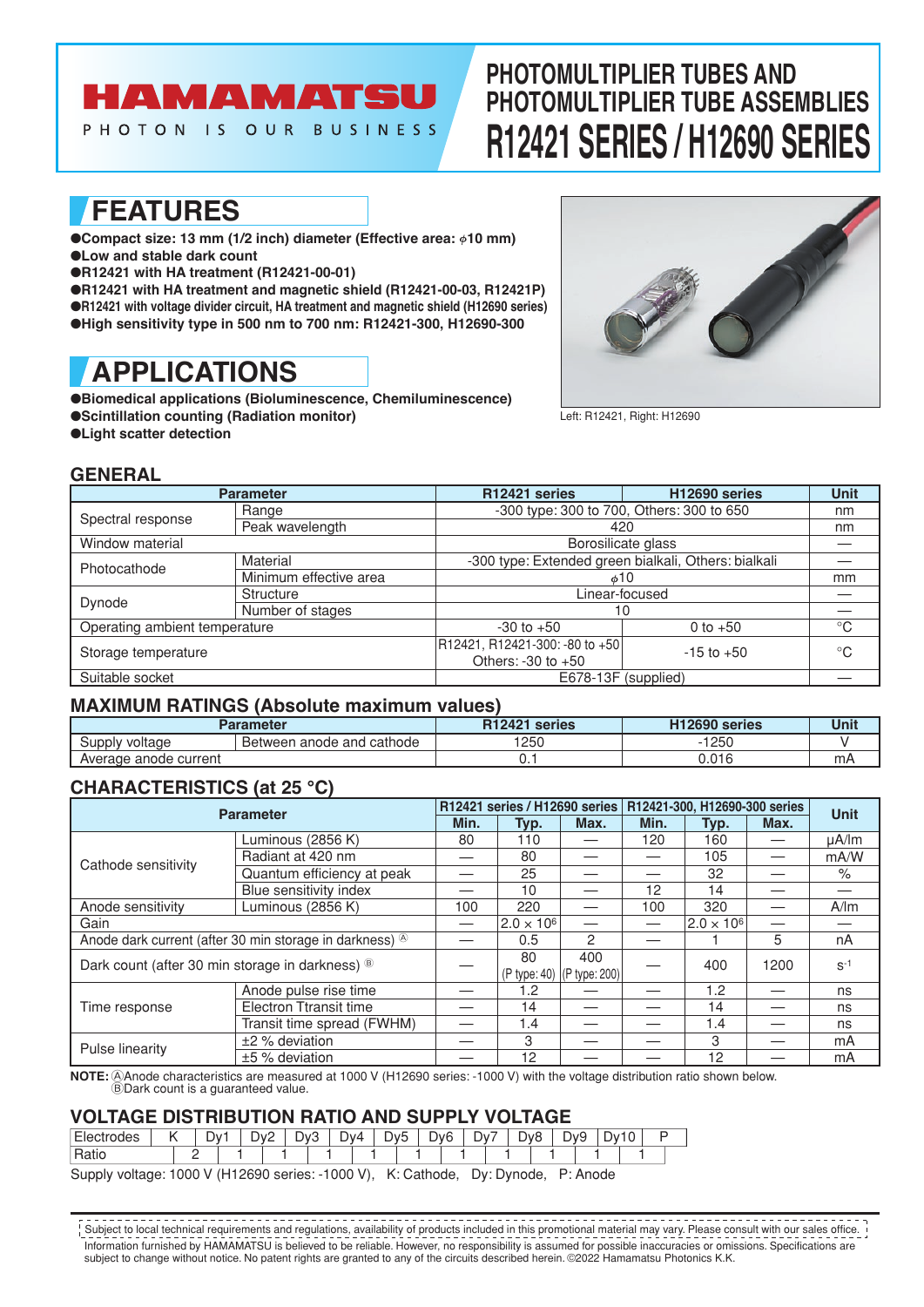# HAMAMATSU

PHOTON IS OUR BUSINESS

# PHOTOMULTIPLIER TUBES AND PHOTOMULTIPLIER TUBE ASSEMBLIES R12421 SERIES / H12690 SERIES

## FEATURES

- Compact size: 13 mm (1/2 inch) diameter (Effective area: ϕ10 mm)
- Low and stable dark count
- R12421 with HA treatment (R12421-00-01)
- R12421 with HA treatment and magnetic shield (R12421-00-03, R12421P)
- R12421 with voltage divider circuit, HA treatment and magnetic shield (H12690 series)
- High sensitivity type in 500 nm to 700 nm: R12421-300, H12690-300

## APPLICATIONS

- Biomedical applications (Bioluminescence, Chemiluminescence)
- Scintillation counting (Radiation monitor)
- Light scatter detection

Left: R12421, Right: H12690

## GENERAL

| Parameter | | R12421 series | H12690 series | Unit |
|---|---|---|---|---|
| Spectral response | Range | -300 type: 300 to 700, Others: 300 to 650 | | nm |
| | Peak wavelength | 420 | | nm |
| Window material | | Borosilicate glass | | — |
| Photocathode | Material | -300 type: Extended green bialkali, Others: bialkali | | — |
| | Minimum effective area | ϕ10 | | mm |
| Dynode | Structure | Linear-focused | | — |
| | Number of stages | 10 | | — |
| Operating ambient temperature | | -30 to +50 | 0 to +50 | °C |
| Storage temperature | | R12421, R12421-300: -80 to +50 Others: -30 to +50 | -15 to +50 | °C |
| Suitable socket | | E678-13F (supplied) | | — |

## MAXIMUM RATINGS (Absolute maximum values)

| Parameter | | R12421 series | H12690 series | Unit |
|---|---|---|---|---|
| Supply voltage | Between anode and cathode | 1250 | -1250 | V |
| Average anode current | | 0.1 | 0.016 | mA |

## CHARACTERISTICS (at 25 °C)

| Parameter | | R12421 series / H12690 series | | | R12421-300, H12690-300 series | | | Unit |
|---|---|---|---|---|---|---|---|---|
| | | Min. | Typ. | Max. | Min. | Typ. | Max. | |
| Cathode sensitivity | Luminous (2856 K) | 80 | 110 | — | 120 | 160 | — | μA/lm |
| | Radiant at 420 nm | — | 80 | — | — | 105 | — | mA/W |
| | Quantum efficiency at peak | — | 25 | — | — | 32 | — | % |
| | Blue sensitivity index | — | 10 | — | 12 | 14 | — | — |
| Anode sensitivity | Luminous (2856 K) | 100 | 220 | — | 100 | 320 | — | A/lm |
| Gain | | — | $2.0 \times 10^6$ | — | — | $2.0 \times 10^6$ | — | — |
| Anode dark current (after 30 min storage in darkness) Ⓐ | | — | 0.5 | 2 | — | 1 | 5 | nA |
| Dark count (after 30 min storage in darkness) Ⓑ | | — | 80 (P type: 40) | 400 (P type: 200) | — | 400 | 1200 | $s^{-1}$ |
| Time response | Anode pulse rise time | — | 1.2 | — | — | 1.2 | — | ns |
| | Electron Trtansit time | — | 14 | — | — | 14 | — | ns |
| | Transit time spread (FWHM) | — | 1.4 | — | — | 1.4 | — | ns |
| Pulse linearity | ±2 % deviation | — | 3 | — | — | 3 | — | mA |
| | ±5 % deviation | — | 12 | — | — | 12 | — | mA |

**NOTE:** ⒶAnode characteristics are measured at 1000 V (H12690 series: -1000 V) with the voltage distribution ratio shown below.
ⒷDark count is a guaranteed value.

## VOLTAGE DISTRIBUTION RATIO AND SUPPLY VOLTAGE

| Electrodes | K | | Dy1 | | Dy2 | | Dy3 | | Dy4 | | Dy5 | | Dy6 | | Dy7 | | Dy8 | | Dy9 | | Dy10 | | P |
|---|---|---|---|---|---|---|---|---|---|---|---|---|---|---|---|---|---|---|---|---|---|---|---|
| Ratio | | 2 | | 1 | | 1 | | 1 | | 1 | | 1 | | 1 | | 1 | | 1 | | 1 | | 1 | |

Supply voltage: 1000 V (H12690 series: -1000 V), K: Cathode, Dy: Dynode, P: Anode

Subject to local technical requirements and regulations, availability of products included in this promotional material may vary. Please consult with our sales office.
Information furnished by HAMAMATSU is believed to be reliable. However, no responsibility is assumed for possible inaccuracies or omissions. Specifications are subject to change without notice. No patent rights are granted to any of the circuits described herein. ©2022 Hamamatsu Photonics K.K.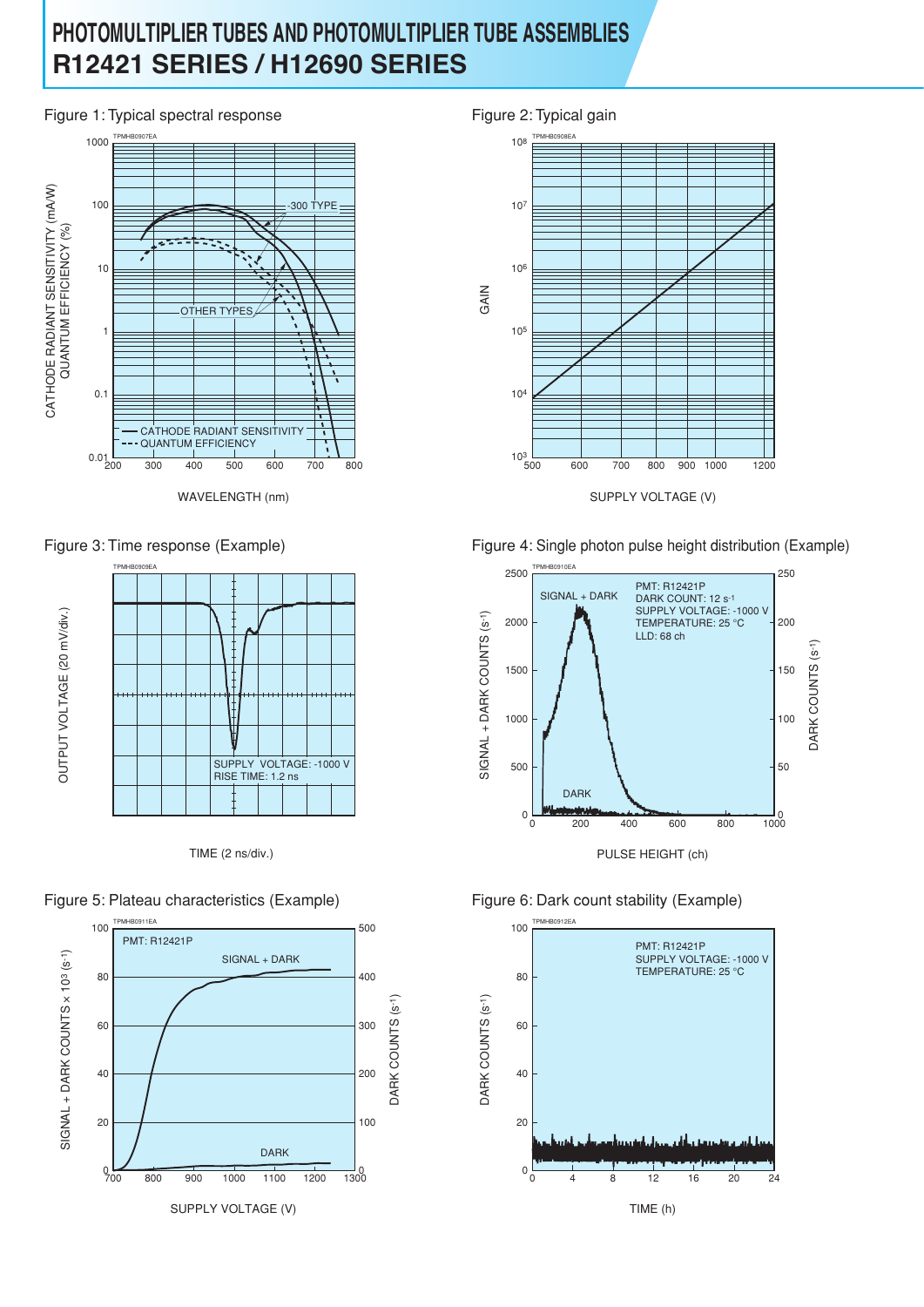# PHOTOMULTIPLIER TUBES AND PHOTOMULTIPLIER TUBE ASSEMBLIES
## R12421 SERIES / H12690 SERIES

Figure 1: Typical spectral response

Figure 2: Typical gain

Figure 3: Time response (Example)

Figure 4: Single photon pulse height distribution (Example)

Figure 5: Plateau characteristics (Example)

Figure 6: Dark count stability (Example)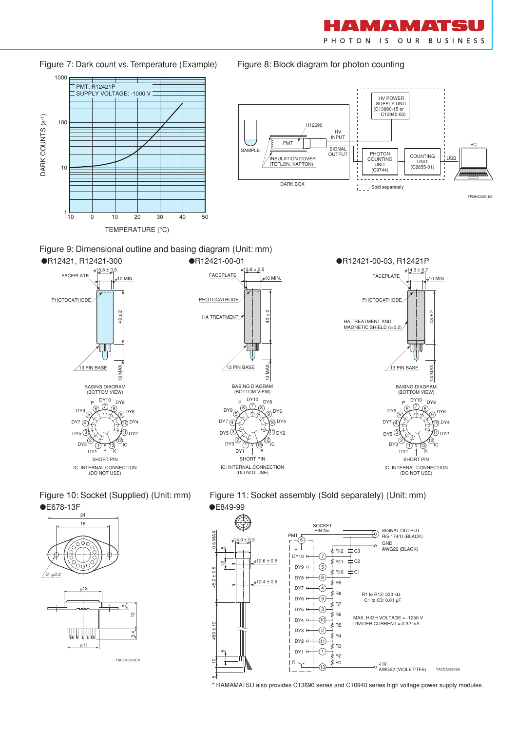Figure 7: Dark count vs. Temperature (Example)

PMT: R12421P
SUPPLY VOLTAGE: -1000 V

DARK COUNTS ($s^{-1}$)

TEMPERATURE (°C)

Figure 8: Block diagram for photon counting

SAMPLE, PMT, H12690, HV INPUT, SIGNAL OUTPUT, INSULATION COVER (TEFLON, KAPTON), DARK BOX, HV POWER SUPPLY UNIT (C13890-15 or C10940-03), PHOTON COUNTING UNIT (C9744), COUNTING UNIT (C8855-01), USB, PC

Sold separately

TPMHC0251EA

Figure 9: Dimensional outline and basing diagram (Unit: mm)

●R12421, R12421-300

●R12421-00-01

●R12421-00-03, R12421P

FACEPLATE, PHOTOCATHODE, HA TREATMENT, HA TREATMENT AND MAGNETIC SHIELD (t=0.2), 13 PIN BASE

BASING DIAGRAM (BOTTOM VIEW)

SHORT PIN

IC: INTERNAL CONNECTION (DO NOT USE)

Figure 10: Socket (Supplied) (Unit: mm)

●E678-13F

TACCA0005EA

Figure 11: Socket assembly (Sold separately) (Unit: mm)

●E849-99

SIGNAL OUTPUT RG-174/U (BLACK)

GND AWG22 (BLACK)

R1 to R12: 330 kΩ
C1 to C3: 0.01 μF

MAX. HIGH VOLTAGE = -1250 V
DIVIDER CURRENT = 0.32 mA

-HV AWG22 (VIOLET/TFE)

TACCA0324EA

\* HAMAMATSU also provides C13890 series and C10940 series high voltage power supply modules.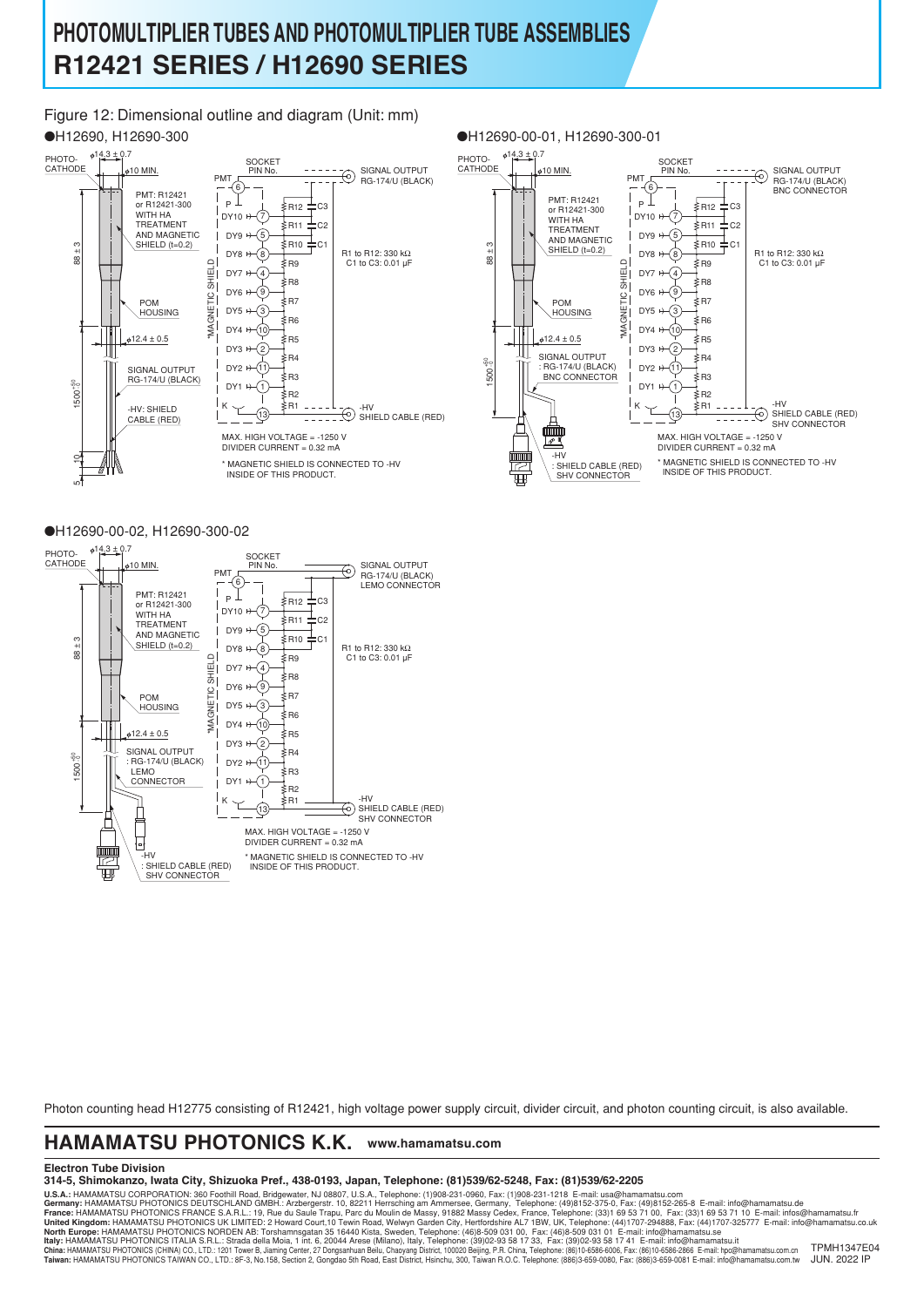# PHOTOMULTIPLIER TUBES AND PHOTOMULTIPLIER TUBE ASSEMBLIES
# R12421 SERIES / H12690 SERIES

Figure 12: Dimensional outline and diagram (Unit: mm)

●H12690, H12690-300

PHOTO-CATHODE
φ14.3 ± 0.7
φ10 MIN.
PMT: R12421 or R12421-300 WITH HA TREATMENT AND MAGNETIC SHIELD (t=0.2)
88 ± 3
POM HOUSING
φ12.4 ± 0.5
SIGNAL OUTPUT RG-174/U (BLACK)
-HV: SHIELD CABLE (RED)
1500 +50 0
10
5

SOCKET PIN No.
PMT
SIGNAL OUTPUT RG-174/U (BLACK)
P, DY10, DY9, DY8, DY7, DY6, DY5, DY4, DY3, DY2, DY1, K
6, 7, 5, 8, 4, 9, 3, 10, 2, 11, 1, 13
*MAGNETIC SHIELD
R1 to R12: 330 kΩ
C1 to C3: 0.01 μF
-HV SHIELD CABLE (RED)
MAX. HIGH VOLTAGE = -1250 V
DIVIDER CURRENT = 0.32 mA
* MAGNETIC SHIELD IS CONNECTED TO -HV INSIDE OF THIS PRODUCT.

●H12690-00-01, H12690-300-01

PHOTO-CATHODE
φ14.3 ± 0.7
φ10 MIN.
PMT: R12421 or R12421-300 WITH HA TREATMENT AND MAGNETIC SHIELD (t=0.2)
88 ± 3
POM HOUSING
φ12.4 ± 0.5
SIGNAL OUTPUT : RG-174/U (BLACK) BNC CONNECTOR
1500 +50 0
-HV : SHIELD CABLE (RED) SHV CONNECTOR

SOCKET PIN No.
PMT
SIGNAL OUTPUT RG-174/U (BLACK) BNC CONNECTOR
*MAGNETIC SHIELD
R1 to R12: 330 kΩ
C1 to C3: 0.01 μF
-HV SHIELD CABLE (RED) SHV CONNECTOR
MAX. HIGH VOLTAGE = -1250 V
DIVIDER CURRENT = 0.32 mA
* MAGNETIC SHIELD IS CONNECTED TO -HV INSIDE OF THIS PRODUCT.

●H12690-00-02, H12690-300-02

PHOTO-CATHODE
φ14.3 ± 0.7
φ10 MIN.
PMT: R12421 or R12421-300 WITH HA TREATMENT AND MAGNETIC SHIELD (t=0.2)
88 ± 3
POM HOUSING
φ12.4 ± 0.5
SIGNAL OUTPUT : RG-174/U (BLACK) LEMO CONNECTOR
1500 +50 0
-HV : SHIELD CABLE (RED) SHV CONNECTOR

SOCKET PIN No.
PMT
SIGNAL OUTPUT RG-174/U (BLACK) LEMO CONNECTOR
*MAGNETIC SHIELD
R1 to R12: 330 kΩ
C1 to C3: 0.01 μF
-HV SHIELD CABLE (RED) SHV CONNECTOR
MAX. HIGH VOLTAGE = -1250 V
DIVIDER CURRENT = 0.32 mA
* MAGNETIC SHIELD IS CONNECTED TO -HV INSIDE OF THIS PRODUCT.

Photon counting head H12775 consisting of R12421, high voltage power supply circuit, divider circuit, and photon counting circuit, is also available.

## HAMAMATSU PHOTONICS K.K. www.hamamatsu.com

**Electron Tube Division**
**314-5, Shimokanzo, Iwata City, Shizuoka Pref., 438-0193, Japan, Telephone: (81)539/62-5248, Fax: (81)539/62-2205**

**U.S.A.:** HAMAMATSU CORPORATION: 360 Foothill Road, Bridgewater, NJ 08807, U.S.A., Telephone: (1)908-231-0960, Fax: (1)908-231-1218 E-mail: usa@hamamatsu.com
**Germany:** HAMAMATSU PHOTONICS DEUTSCHLAND GMBH.: Arzbergerstr. 10, 82211 Herrsching am Ammersee, Germany, Telephone: (49)8152-375-0, Fax: (49)8152-265-8 E-mail: info@hamamatsu.de
**France:** HAMAMATSU PHOTONICS FRANCE S.A.R.L.: 19, Rue du Saule Trapu, Parc du Moulin de Massy, 91882 Massy Cedex, France, Telephone: (33)1 69 53 71 00, Fax: (33)1 69 53 71 10 E-mail: infos@hamamatsu.fr
**United Kingdom:** HAMAMATSU PHOTONICS UK LIMITED: 2 Howard Court,10 Tewin Road, Welwyn Garden City, Hertfordshire AL7 1BW, UK, Telephone: (44)1707-294888, Fax: (44)1707-325777 E-mail: info@hamamatsu.co.uk
**North Europe:** HAMAMATSU PHOTONICS NORDEN AB: Torshamnsgatan 35 16440 Kista, Sweden, Telephone: (46)8-509 031 00, Fax: (46)8-509 031 01 E-mail: info@hamamatsu.se
**Italy:** HAMAMATSU PHOTONICS ITALIA S.R.L.: Strada della Moia, 1 int. 6, 20044 Arese (Milano), Italy, Telephone: (39)02-93 58 17 33, Fax: (39)02-93 58 17 41 E-mail: info@hamamatsu.it
**China:** HAMAMATSU PHOTONICS (CHINA) CO., LTD.: 1201 Tower B, Jiaming Center, 27 Dongsanhuan Beilu, Chaoyang District, 100020 Beijing, P.R. China, Telephone: (86)10-6586-6006, Fax: (86)10-6586-2866 E-mail: hpc@hamamatsu.com.cn
**Taiwan:** HAMAMATSU PHOTONICS TAIWAN CO., LTD.: 8F-3, No.158, Section 2, Gongdao 5th Road, East District, Hsinchu, 300, Taiwan R.O.C. Telephone: (886)3-659-0080, Fax: (886)3-659-0081 E-mail: info@hamamatsu.com.tw

TPMH1347E04
JUN. 2022 IP